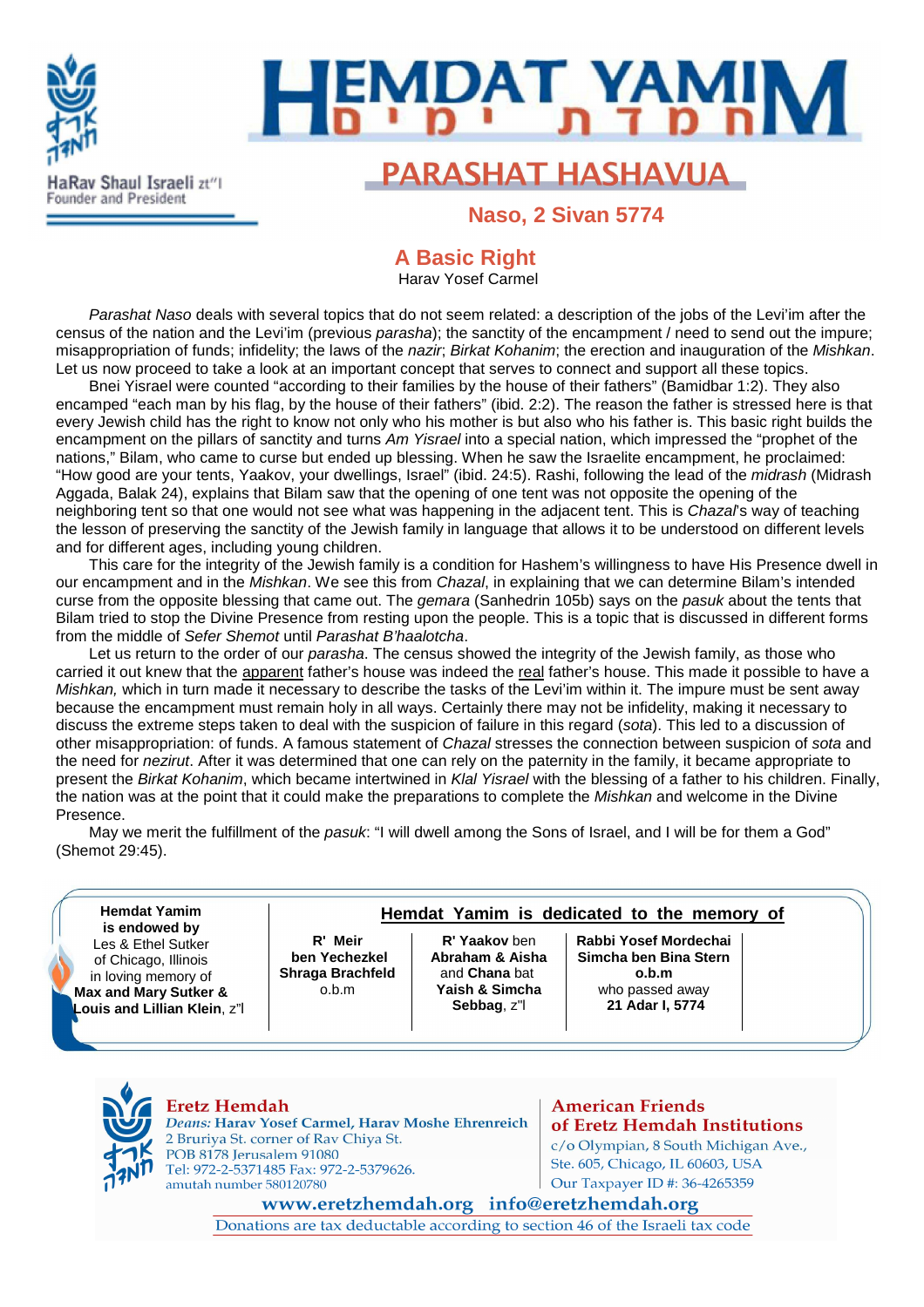HaRav Shaul Israeli zt"l
Founder and President

# HEMDAT YAMIM חמדת ימים

## PARASHAT HASHAVUA

### Naso, 2 Sivan 5774

## A Basic Right

Harav Yosef Carmel

*Parashat Naso* deals with several topics that do not seem related: a description of the jobs of the Levi'im after the census of the nation and the Levi'im (previous *parasha*); the sanctity of the encampment / need to send out the impure; misappropriation of funds; infidelity; the laws of the *nazir*; *Birkat Kohanim*; the erection and inauguration of the *Mishkan*. Let us now proceed to take a look at an important concept that serves to connect and support all these topics.

Bnei Yisrael were counted "according to their families by the house of their fathers" (Bamidbar 1:2). They also encamped "each man by his flag, by the house of their fathers" (ibid. 2:2). The reason the father is stressed here is that every Jewish child has the right to know not only who his mother is but also who his father is. This basic right builds the encampment on the pillars of sanctity and turns *Am Yisrael* into a special nation, which impressed the "prophet of the nations," Bilam, who came to curse but ended up blessing. When he saw the Israelite encampment, he proclaimed: "How good are your tents, Yaakov, your dwellings, Israel" (ibid. 24:5). Rashi, following the lead of the *midrash* (Midrash Aggada, Balak 24), explains that Bilam saw that the opening of one tent was not opposite the opening of the neighboring tent so that one would not see what was happening in the adjacent tent. This is *Chazal*'s way of teaching the lesson of preserving the sanctity of the Jewish family in language that allows it to be understood on different levels and for different ages, including young children.

This care for the integrity of the Jewish family is a condition for Hashem's willingness to have His Presence dwell in our encampment and in the *Mishkan*. We see this from *Chazal*, in explaining that we can determine Bilam's intended curse from the opposite blessing that came out. The *gemara* (Sanhedrin 105b) says on the *pasuk* about the tents that Bilam tried to stop the Divine Presence from resting upon the people. This is a topic that is discussed in different forms from the middle of *Sefer Shemot* until *Parashat B'haalotcha*.

Let us return to the order of our *parasha*. The census showed the integrity of the Jewish family, as those who carried it out knew that the <u>apparent</u> father's house was indeed the <u>real</u> father's house. This made it possible to have a *Mishkan,* which in turn made it necessary to describe the tasks of the Levi'im within it. The impure must be sent away because the encampment must remain holy in all ways. Certainly there may not be infidelity, making it necessary to discuss the extreme steps taken to deal with the suspicion of failure in this regard (*sota*). This led to a discussion of other misappropriation: of funds. A famous statement of *Chazal* stresses the connection between suspicion of *sota* and the need for *nezirut*. After it was determined that one can rely on the paternity in the family, it became appropriate to present the *Birkat Kohanim*, which became intertwined in *Klal Yisrael* with the blessing of a father to his children. Finally, the nation was at the point that it could make the preparations to complete the *Mishkan* and welcome in the Divine Presence.

May we merit the fulfillment of the *pasuk*: "I will dwell among the Sons of Israel, and I will be for them a God" (Shemot 29:45).

---

**Hemdat Yamim is endowed by**
Les & Ethel Sutker of Chicago, Illinois in loving memory of **Max and Mary Sutker & Louis and Lillian Klein**, z"l

**Hemdat Yamim is dedicated to the memory of**

**R' Meir ben Yechezkel Shraga Brachfeld** o.b.m

**R' Yaakov** ben **Abraham & Aisha** and **Chana** bat **Yaish & Simcha Sebbag**, z"l

**Rabbi Yosef Mordechai Simcha ben Bina Stern o.b.m** who passed away **21 Adar I, 5774**

---

**Eretz Hemdah**
*Deans:* **Harav Yosef Carmel, Harav Moshe Ehrenreich**
2 Bruriya St. corner of Rav Chiya St.
POB 8178 Jerusalem 91080
Tel: 972-2-5371485 Fax: 972-2-5379626.
amutah number 580120780

**American Friends of Eretz Hemdah Institutions**
c/o Olympian, 8 South Michigan Ave., Ste. 605, Chicago, IL 60603, USA
Our Taxpayer ID #: 36-4265359

**www.eretzhemdah.org info@eretzhemdah.org**

Donations are tax deductable according to section 46 of the Israeli tax code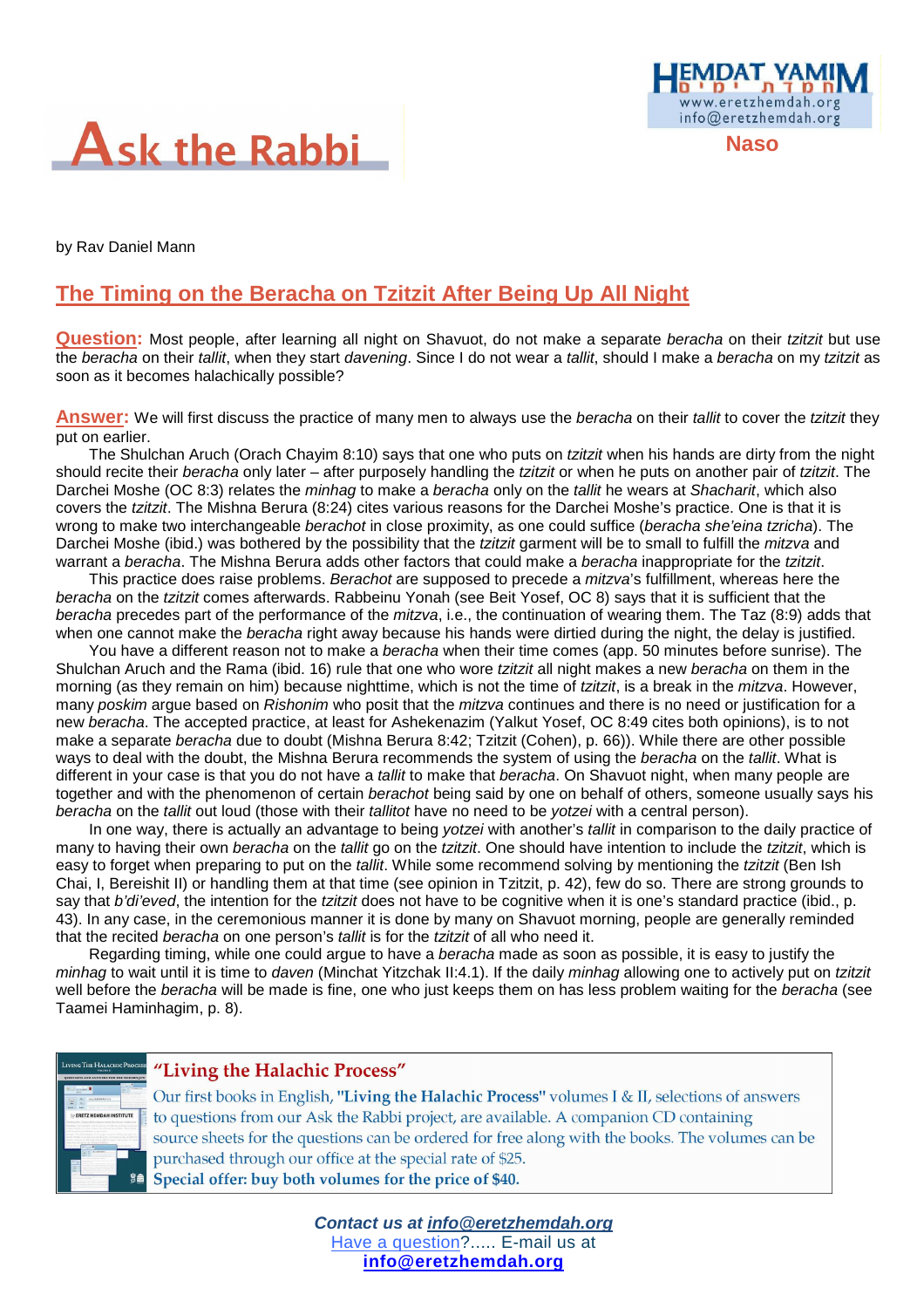# Ask the Rabbi

**Naso**

by Rav Daniel Mann

## The Timing on the Beracha on Tzitzit After Being Up All Night

**Question:** Most people, after learning all night on Shavuot, do not make a separate *beracha* on their *tzitzit* but use the *beracha* on their *tallit*, when they start *davening*. Since I do not wear a *tallit*, should I make a *beracha* on my *tzitzit* as soon as it becomes halachically possible?

**Answer:** We will first discuss the practice of many men to always use the *beracha* on their *tallit* to cover the *tzitzit* they put on earlier.

The Shulchan Aruch (Orach Chayim 8:10) says that one who puts on *tzitzit* when his hands are dirty from the night should recite their *beracha* only later – after purposely handling the *tzitzit* or when he puts on another pair of *tzitzit*. The Darchei Moshe (OC 8:3) relates the *minhag* to make a *beracha* only on the *tallit* he wears at *Shacharit*, which also covers the *tzitzit*. The Mishna Berura (8:24) cites various reasons for the Darchei Moshe's practice. One is that it is wrong to make two interchangeable *berachot* in close proximity, as one could suffice (*beracha she'eina tzricha*). The Darchei Moshe (ibid.) was bothered by the possibility that the *tzitzit* garment will be to small to fulfill the *mitzva* and warrant a *beracha*. The Mishna Berura adds other factors that could make a *beracha* inappropriate for the *tzitzit*.

This practice does raise problems. *Berachot* are supposed to precede a *mitzva*'s fulfillment, whereas here the *beracha* on the *tzitzit* comes afterwards. Rabbeinu Yonah (see Beit Yosef, OC 8) says that it is sufficient that the *beracha* precedes part of the performance of the *mitzva*, i.e., the continuation of wearing them. The Taz (8:9) adds that when one cannot make the *beracha* right away because his hands were dirtied during the night, the delay is justified.

You have a different reason not to make a *beracha* when their time comes (app. 50 minutes before sunrise). The Shulchan Aruch and the Rama (ibid. 16) rule that one who wore *tzitzit* all night makes a new *beracha* on them in the morning (as they remain on him) because nighttime, which is not the time of *tzitzit*, is a break in the *mitzva*. However, many *poskim* argue based on *Rishonim* who posit that the *mitzva* continues and there is no need or justification for a new *beracha*. The accepted practice, at least for Ashekenazim (Yalkut Yosef, OC 8:49 cites both opinions), is to not make a separate *beracha* due to doubt (Mishna Berura 8:42; Tzitzit (Cohen), p. 66)). While there are other possible ways to deal with the doubt, the Mishna Berura recommends the system of using the *beracha* on the *tallit*. What is different in your case is that you do not have a *tallit* to make that *beracha*. On Shavuot night, when many people are together and with the phenomenon of certain *berachot* being said by one on behalf of others, someone usually says his *beracha* on the *tallit* out loud (those with their *tallitot* have no need to be *yotzei* with a central person).

In one way, there is actually an advantage to being *yotzei* with another's *tallit* in comparison to the daily practice of many to having their own *beracha* on the *tallit* go on the *tzitzit*. One should have intention to include the *tzitzit*, which is easy to forget when preparing to put on the *tallit*. While some recommend solving by mentioning the *tzitzit* (Ben Ish Chai, I, Bereishit II) or handling them at that time (see opinion in Tzitzit, p. 42), few do so. There are strong grounds to say that *b'di'eved*, the intention for the *tzitzit* does not have to be cognitive when it is one's standard practice (ibid., p. 43). In any case, in the ceremonious manner it is done by many on Shavuot morning, people are generally reminded that the recited *beracha* on one person's *tallit* is for the *tzitzit* of all who need it.

Regarding timing, while one could argue to have a *beracha* made as soon as possible, it is easy to justify the *minhag* to wait until it is time to *daven* (Minchat Yitzchak II:4.1). If the daily *minhag* allowing one to actively put on *tzitzit* well before the *beracha* will be made is fine, one who just keeps them on has less problem waiting for the *beracha* (see Taamei Haminhagim, p. 8).

---

**"Living the Halachic Process"**

Our first books in English, **"Living the Halachic Process"** volumes I & II, selections of answers to questions from our Ask the Rabbi project, are available. A companion CD containing source sheets for the questions can be ordered for free along with the books. The volumes can be purchased through our office at the special rate of $25.

**Special offer: buy both volumes for the price of $40.**

***Contact us at info@eretzhemdah.org***

Have a question?..... E-mail us at

**info@eretzhemdah.org**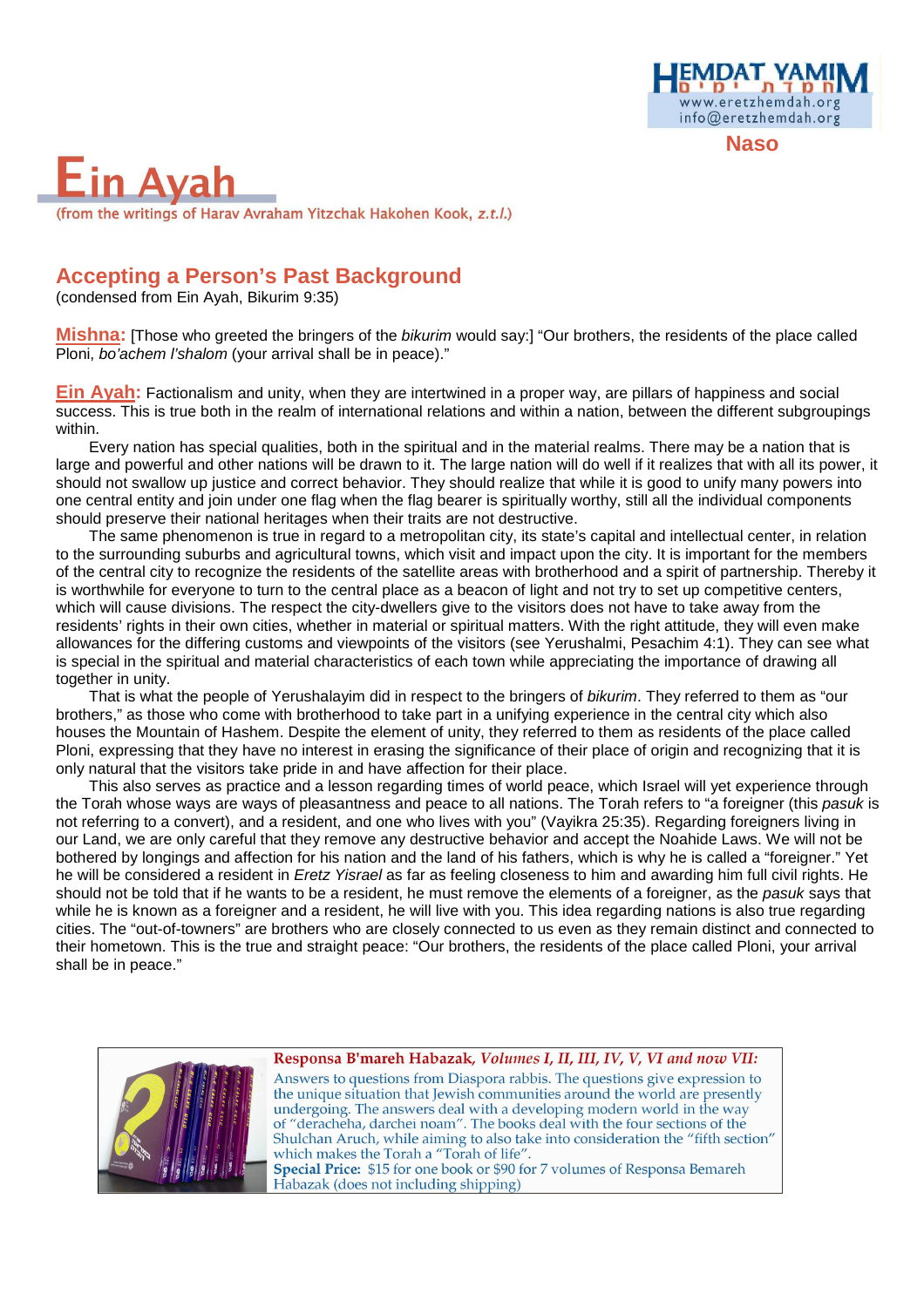Naso

# Ein Ayah

(from the writings of Harav Avraham Yitzchak Hakohen Kook, *z.t.l.*)

## Accepting a Person's Past Background

(condensed from Ein Ayah, Bikurim 9:35)

**Mishna:** [Those who greeted the bringers of the *bikurim* would say:] "Our brothers, the residents of the place called Ploni, *bo'achem l'shalom* (your arrival shall be in peace)."

**Ein Ayah:** Factionalism and unity, when they are intertwined in a proper way, are pillars of happiness and social success. This is true both in the realm of international relations and within a nation, between the different subgroupings within.

Every nation has special qualities, both in the spiritual and in the material realms. There may be a nation that is large and powerful and other nations will be drawn to it. The large nation will do well if it realizes that with all its power, it should not swallow up justice and correct behavior. They should realize that while it is good to unify many powers into one central entity and join under one flag when the flag bearer is spiritually worthy, still all the individual components should preserve their national heritages when their traits are not destructive.

The same phenomenon is true in regard to a metropolitan city, its state's capital and intellectual center, in relation to the surrounding suburbs and agricultural towns, which visit and impact upon the city. It is important for the members of the central city to recognize the residents of the satellite areas with brotherhood and a spirit of partnership. Thereby it is worthwhile for everyone to turn to the central place as a beacon of light and not try to set up competitive centers, which will cause divisions. The respect the city-dwellers give to the visitors does not have to take away from the residents' rights in their own cities, whether in material or spiritual matters. With the right attitude, they will even make allowances for the differing customs and viewpoints of the visitors (see Yerushalmi, Pesachim 4:1). They can see what is special in the spiritual and material characteristics of each town while appreciating the importance of drawing all together in unity.

That is what the people of Yerushalayim did in respect to the bringers of *bikurim*. They referred to them as "our brothers," as those who come with brotherhood to take part in a unifying experience in the central city which also houses the Mountain of Hashem. Despite the element of unity, they referred to them as residents of the place called Ploni, expressing that they have no interest in erasing the significance of their place of origin and recognizing that it is only natural that the visitors take pride in and have affection for their place.

This also serves as practice and a lesson regarding times of world peace, which Israel will yet experience through the Torah whose ways are ways of pleasantness and peace to all nations. The Torah refers to "a foreigner (this *pasuk* is not referring to a convert), and a resident, and one who lives with you" (Vayikra 25:35). Regarding foreigners living in our Land, we are only careful that they remove any destructive behavior and accept the Noahide Laws. We will not be bothered by longings and affection for his nation and the land of his fathers, which is why he is called a "foreigner." Yet he will be considered a resident in *Eretz Yisrael* as far as feeling closeness to him and awarding him full civil rights. He should not be told that if he wants to be a resident, he must remove the elements of a foreigner, as the *pasuk* says that while he is known as a foreigner and a resident, he will live with you. This idea regarding nations is also true regarding cities. The "out-of-towners" are brothers who are closely connected to us even as they remain distinct and connected to their hometown. This is the true and straight peace: "Our brothers, the residents of the place called Ploni, your arrival shall be in peace."

**Responsa B'mareh Habazak**, *Volumes I, II, III, IV, V, VI and now VII:*

Answers to questions from Diaspora rabbis. The questions give expression to the unique situation that Jewish communities around the world are presently undergoing. The answers deal with a developing modern world in the way of "deracheha, darchei noam". The books deal with the four sections of the Shulchan Aruch, while aiming to also take into consideration the "fifth section" which makes the Torah a "Torah of life".

**Special Price:** $15 for one book or $90 for 7 volumes of Responsa Bemareh Habazak (does not including shipping)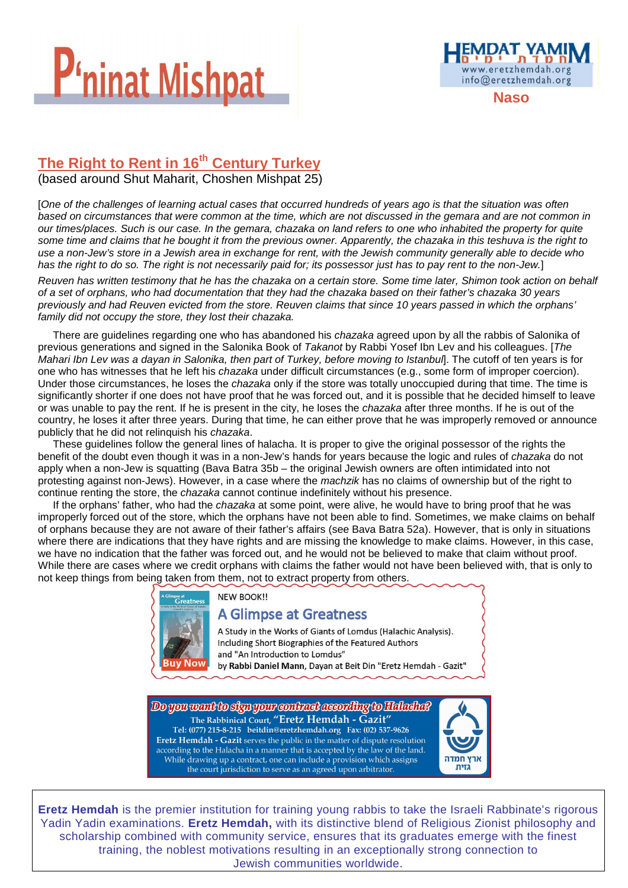# P'ninat Mishpat

HEMDAT YAMIM
www.eretzhemdah.org
info@eretzhemdah.org

**Naso**

## The Right to Rent in 16th Century Turkey

(based around Shut Maharit, Choshen Mishpat 25)

[*One of the challenges of learning actual cases that occurred hundreds of years ago is that the situation was often based on circumstances that were common at the time, which are not discussed in the gemara and are not common in our times/places. Such is our case. In the gemara, chazaka on land refers to one who inhabited the property for quite some time and claims that he bought it from the previous owner. Apparently, the chazaka in this teshuva is the right to use a non-Jew's store in a Jewish area in exchange for rent, with the Jewish community generally able to decide who has the right to do so. The right is not necessarily paid for; its possessor just has to pay rent to the non-Jew.*]

*Reuven has written testimony that he has the chazaka on a certain store. Some time later, Shimon took action on behalf of a set of orphans, who had documentation that they had the chazaka based on their father's chazaka 30 years previously and had Reuven evicted from the store. Reuven claims that since 10 years passed in which the orphans' family did not occupy the store, they lost their chazaka.*

There are guidelines regarding one who has abandoned his *chazaka* agreed upon by all the rabbis of Salonika of previous generations and signed in the Salonika Book of *Takanot* by Rabbi Yosef Ibn Lev and his colleagues. [*The Mahari Ibn Lev was a dayan in Salonika, then part of Turkey, before moving to Istanbul*]. The cutoff of ten years is for one who has witnesses that he left his *chazaka* under difficult circumstances (e.g., some form of improper coercion). Under those circumstances, he loses the *chazaka* only if the store was totally unoccupied during that time. The time is significantly shorter if one does not have proof that he was forced out, and it is possible that he decided himself to leave or was unable to pay the rent. If he is present in the city, he loses the *chazaka* after three months. If he is out of the country, he loses it after three years. During that time, he can either prove that he was improperly removed or announce publicly that he did not relinquish his *chazaka*.

These guidelines follow the general lines of halacha. It is proper to give the original possessor of the rights the benefit of the doubt even though it was in a non-Jew's hands for years because the logic and rules of *chazaka* do not apply when a non-Jew is squatting (Bava Batra 35b – the original Jewish owners are often intimidated into not protesting against non-Jews). However, in a case where the *machzik* has no claims of ownership but of the right to continue renting the store, the *chazaka* cannot continue indefinitely without his presence.

If the orphans' father, who had the *chazaka* at some point, were alive, he would have to bring proof that he was improperly forced out of the store, which the orphans have not been able to find. Sometimes, we make claims on behalf of orphans because they are not aware of their father's affairs (see Bava Batra 52a). However, that is only in situations where there are indications that they have rights and are missing the knowledge to make claims. However, in this case, we have no indication that the father was forced out, and he would not be believed to make that claim without proof. While there are cases where we credit orphans with claims the father would not have been believed with, that is only to not keep things from being taken from them, not to extract property from others.

NEW BOOK!!

**A Glimpse at Greatness**

A Study in the Works of Giants of Lomdus (Halachic Analysis).
Including Short Biographies of the Featured Authors
and "An Introduction to Lomdus"
by **Rabbi Daniel Mann**, Dayan at Beit Din "Eretz Hemdah - Gazit"

Buy Now

***Do you want to sign your contract according to Halacha?***

**The Rabbinical Court, "Eretz Hemdah - Gazit"**
**Tel: (077) 215-8-215 beitdin@eretzhemdah.org Fax: (02) 537-9626**
**Eretz Hemdah - Gazit** serves the public in the matter of dispute resolution according to the Halacha in a manner that is accepted by the law of the land. While drawing up a contract, one can include a provision which assigns the court jurisdiction to serve as an agreed upon arbitrator.

ארץ חמדה גזית

**Eretz Hemdah** is the premier institution for training young rabbis to take the Israeli Rabbinate's rigorous Yadin Yadin examinations. **Eretz Hemdah,** with its distinctive blend of Religious Zionist philosophy and scholarship combined with community service, ensures that its graduates emerge with the finest training, the noblest motivations resulting in an exceptionally strong connection to Jewish communities worldwide.